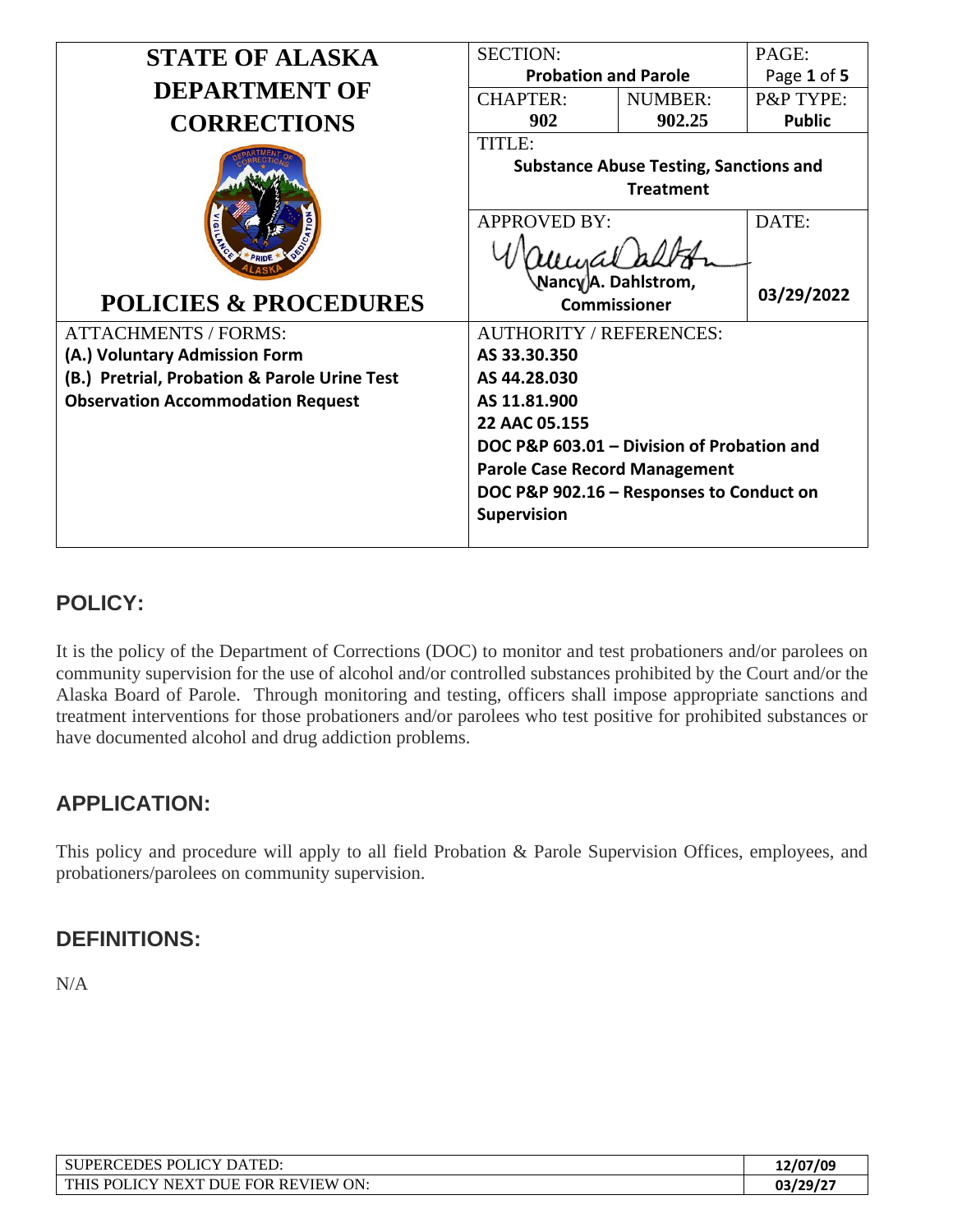| STATE OF ALASKA DEPARTMENT OF CORRECTIONS | SECTION: **Probation and Parole** | | PAGE: Page **1** of **5** |
|---|---|---|---|
| | CHAPTER: **902** | NUMBER: **902.25** | P&P TYPE: **Public** |
| | TITLE: **Substance Abuse Testing, Sanctions and Treatment** | | |
| **POLICIES & PROCEDURES** | APPROVED BY: **Nancy A. Dahlstrom, Commissioner** | | DATE: **03/29/2022** |
| ATTACHMENTS / FORMS: **(A.) Voluntary Admission Form** **(B.) Pretrial, Probation & Parole Urine Test Observation Accommodation Request** | AUTHORITY / REFERENCES: **AS 33.30.350** **AS 44.28.030** **AS 11.81.900** **22 AAC 05.155** **DOC P&P 603.01 – Division of Probation and Parole Case Record Management** **DOC P&P 902.16 – Responses to Conduct on Supervision** | | |

## POLICY:

It is the policy of the Department of Corrections (DOC) to monitor and test probationers and/or parolees on community supervision for the use of alcohol and/or controlled substances prohibited by the Court and/or the Alaska Board of Parole. Through monitoring and testing, officers shall impose appropriate sanctions and treatment interventions for those probationers and/or parolees who test positive for prohibited substances or have documented alcohol and drug addiction problems.

## APPLICATION:

This policy and procedure will apply to all field Probation & Parole Supervision Offices, employees, and probationers/parolees on community supervision.

## DEFINITIONS:

N/A

| SUPERCEDES POLICY DATED: | 12/07/09 |
|---|---|
| THIS POLICY NEXT DUE FOR REVIEW ON: | 03/29/27 |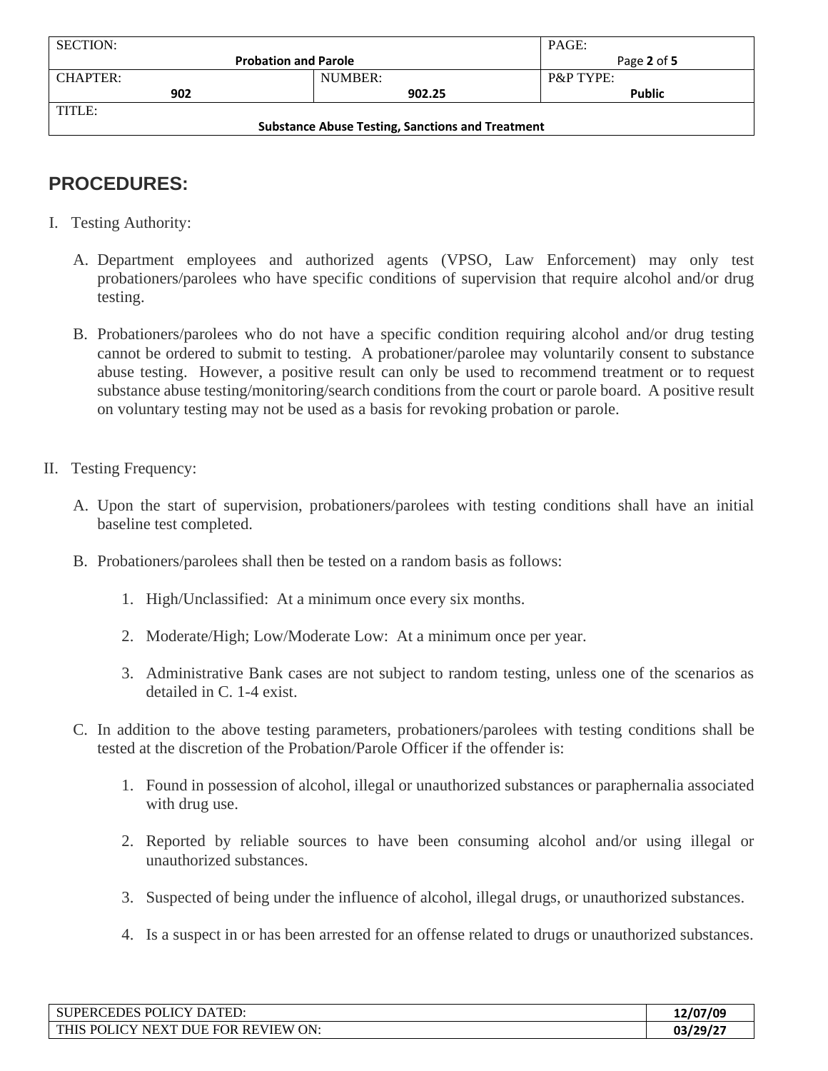## PROCEDURES:

I. Testing Authority:

   A. Department employees and authorized agents (VPSO, Law Enforcement) may only test probationers/parolees who have specific conditions of supervision that require alcohol and/or drug testing.

   B. Probationers/parolees who do not have a specific condition requiring alcohol and/or drug testing cannot be ordered to submit to testing. A probationer/parolee may voluntarily consent to substance abuse testing. However, a positive result can only be used to recommend treatment or to request substance abuse testing/monitoring/search conditions from the court or parole board. A positive result on voluntary testing may not be used as a basis for revoking probation or parole.

II. Testing Frequency:

   A. Upon the start of supervision, probationers/parolees with testing conditions shall have an initial baseline test completed.

   B. Probationers/parolees shall then be tested on a random basis as follows:

      1. High/Unclassified: At a minimum once every six months.

      2. Moderate/High; Low/Moderate Low: At a minimum once per year.

      3. Administrative Bank cases are not subject to random testing, unless one of the scenarios as detailed in C. 1-4 exist.

   C. In addition to the above testing parameters, probationers/parolees with testing conditions shall be tested at the discretion of the Probation/Parole Officer if the offender is:

      1. Found in possession of alcohol, illegal or unauthorized substances or paraphernalia associated with drug use.

      2. Reported by reliable sources to have been consuming alcohol and/or using illegal or unauthorized substances.

      3. Suspected of being under the influence of alcohol, illegal drugs, or unauthorized substances.

      4. Is a suspect in or has been arrested for an offense related to drugs or unauthorized substances.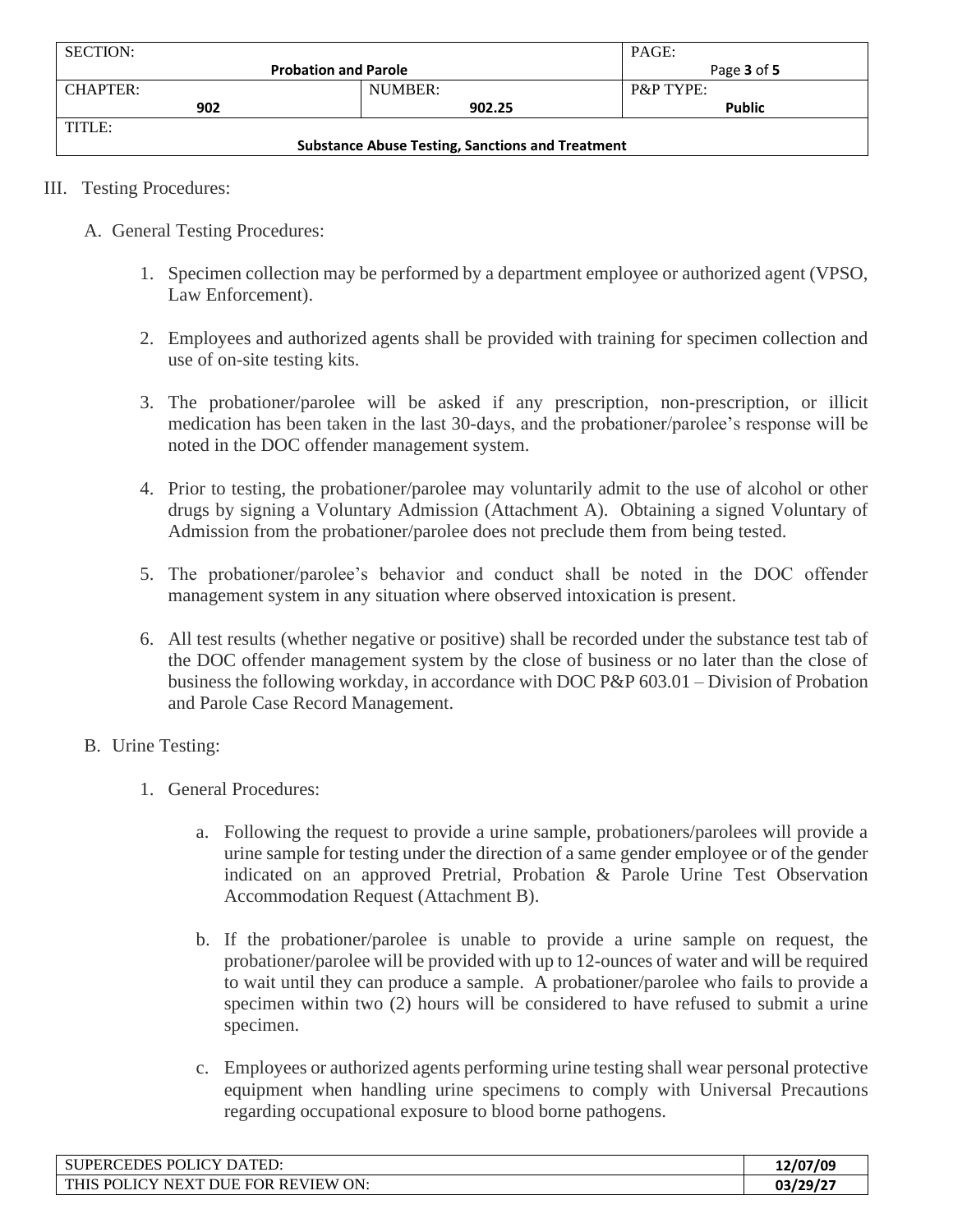III. Testing Procedures:

A. General Testing Procedures:

1. Specimen collection may be performed by a department employee or authorized agent (VPSO, Law Enforcement).

2. Employees and authorized agents shall be provided with training for specimen collection and use of on-site testing kits.

3. The probationer/parolee will be asked if any prescription, non-prescription, or illicit medication has been taken in the last 30-days, and the probationer/parolee's response will be noted in the DOC offender management system.

4. Prior to testing, the probationer/parolee may voluntarily admit to the use of alcohol or other drugs by signing a Voluntary Admission (Attachment A). Obtaining a signed Voluntary of Admission from the probationer/parolee does not preclude them from being tested.

5. The probationer/parolee's behavior and conduct shall be noted in the DOC offender management system in any situation where observed intoxication is present.

6. All test results (whether negative or positive) shall be recorded under the substance test tab of the DOC offender management system by the close of business or no later than the close of business the following workday, in accordance with DOC P&P 603.01 – Division of Probation and Parole Case Record Management.

B. Urine Testing:

1. General Procedures:

   a. Following the request to provide a urine sample, probationers/parolees will provide a urine sample for testing under the direction of a same gender employee or of the gender indicated on an approved Pretrial, Probation & Parole Urine Test Observation Accommodation Request (Attachment B).

   b. If the probationer/parolee is unable to provide a urine sample on request, the probationer/parolee will be provided with up to 12-ounces of water and will be required to wait until they can produce a sample. A probationer/parolee who fails to provide a specimen within two (2) hours will be considered to have refused to submit a urine specimen.

   c. Employees or authorized agents performing urine testing shall wear personal protective equipment when handling urine specimens to comply with Universal Precautions regarding occupational exposure to blood borne pathogens.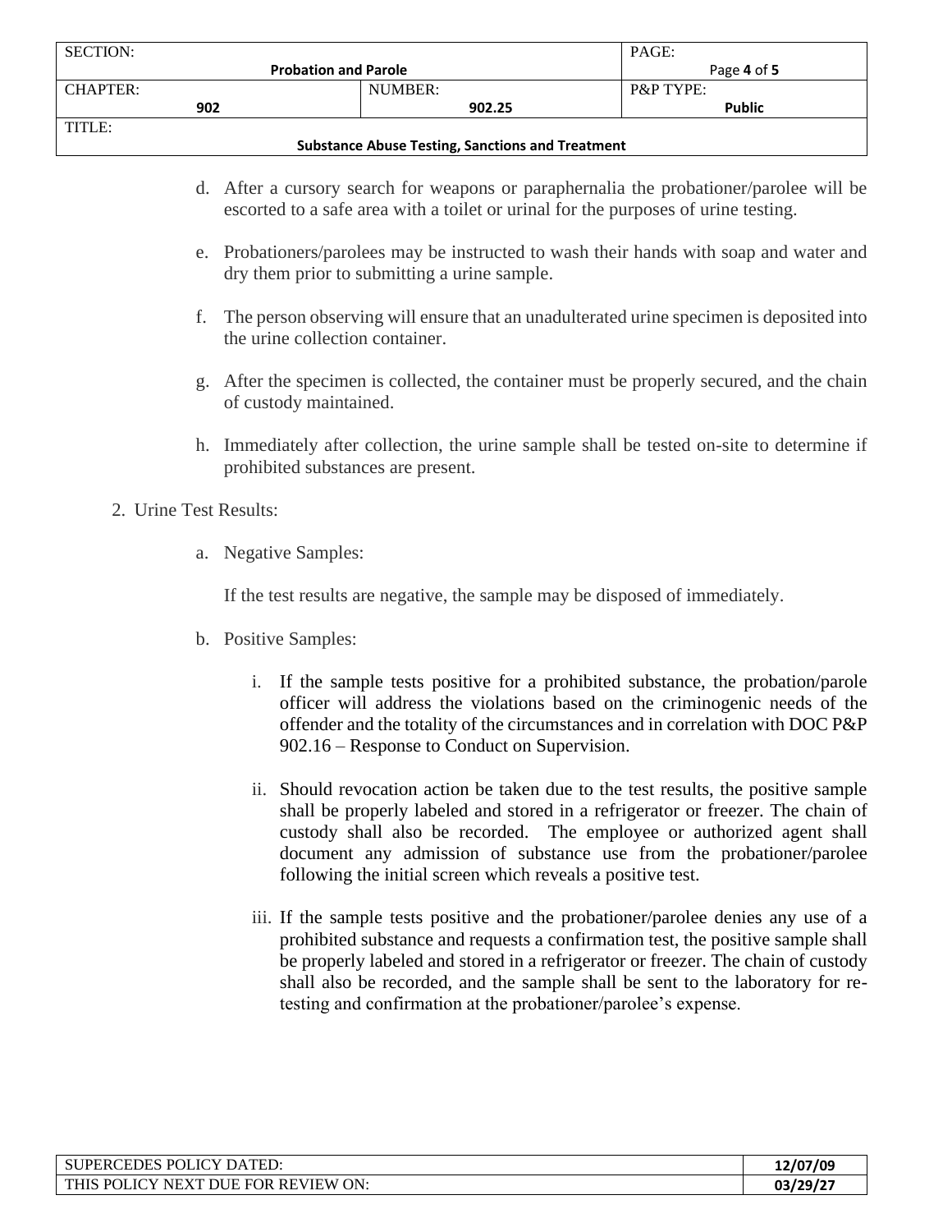d. After a cursory search for weapons or paraphernalia the probationer/parolee will be escorted to a safe area with a toilet or urinal for the purposes of urine testing.

e. Probationers/parolees may be instructed to wash their hands with soap and water and dry them prior to submitting a urine sample.

f. The person observing will ensure that an unadulterated urine specimen is deposited into the urine collection container.

g. After the specimen is collected, the container must be properly secured, and the chain of custody maintained.

h. Immediately after collection, the urine sample shall be tested on-site to determine if prohibited substances are present.

2. Urine Test Results:

   a. Negative Samples:

      If the test results are negative, the sample may be disposed of immediately.

   b. Positive Samples:

      i. If the sample tests positive for a prohibited substance, the probation/parole officer will address the violations based on the criminogenic needs of the offender and the totality of the circumstances and in correlation with DOC P&P 902.16 – Response to Conduct on Supervision.

      ii. Should revocation action be taken due to the test results, the positive sample shall be properly labeled and stored in a refrigerator or freezer. The chain of custody shall also be recorded. The employee or authorized agent shall document any admission of substance use from the probationer/parolee following the initial screen which reveals a positive test.

      iii. If the sample tests positive and the probationer/parolee denies any use of a prohibited substance and requests a confirmation test, the positive sample shall be properly labeled and stored in a refrigerator or freezer. The chain of custody shall also be recorded, and the sample shall be sent to the laboratory for re-testing and confirmation at the probationer/parolee's expense.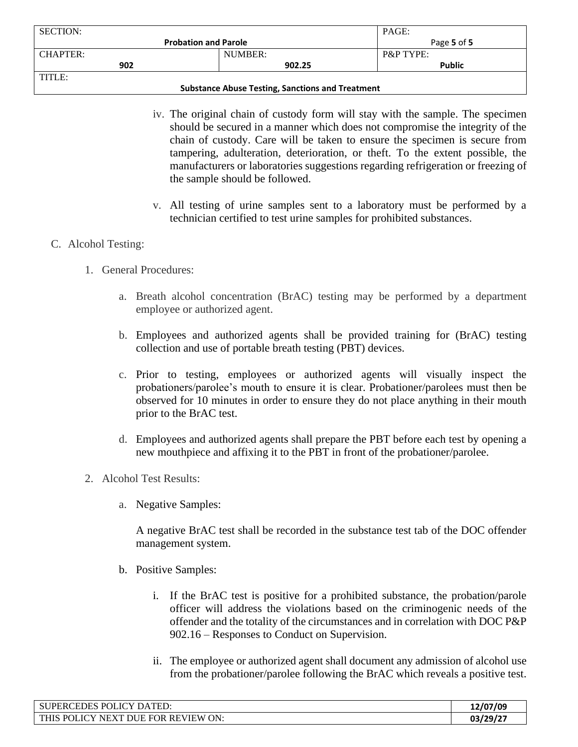iv. The original chain of custody form will stay with the sample. The specimen should be secured in a manner which does not compromise the integrity of the chain of custody. Care will be taken to ensure the specimen is secure from tampering, adulteration, deterioration, or theft. To the extent possible, the manufacturers or laboratories suggestions regarding refrigeration or freezing of the sample should be followed.

v. All testing of urine samples sent to a laboratory must be performed by a technician certified to test urine samples for prohibited substances.

C. Alcohol Testing:

1. General Procedures:

a. Breath alcohol concentration (BrAC) testing may be performed by a department employee or authorized agent.

b. Employees and authorized agents shall be provided training for (BrAC) testing collection and use of portable breath testing (PBT) devices.

c. Prior to testing, employees or authorized agents will visually inspect the probationers/parolee's mouth to ensure it is clear. Probationer/parolees must then be observed for 10 minutes in order to ensure they do not place anything in their mouth prior to the BrAC test.

d. Employees and authorized agents shall prepare the PBT before each test by opening a new mouthpiece and affixing it to the PBT in front of the probationer/parolee.

2. Alcohol Test Results:

a. Negative Samples:

A negative BrAC test shall be recorded in the substance test tab of the DOC offender management system.

b. Positive Samples:

i. If the BrAC test is positive for a prohibited substance, the probation/parole officer will address the violations based on the criminogenic needs of the offender and the totality of the circumstances and in correlation with DOC P&P 902.16 – Responses to Conduct on Supervision.

ii. The employee or authorized agent shall document any admission of alcohol use from the probationer/parolee following the BrAC which reveals a positive test.

| | |
|---|---|
| SUPERCEDES POLICY DATED: | **12/07/09** |
| THIS POLICY NEXT DUE FOR REVIEW ON: | **03/29/27** |